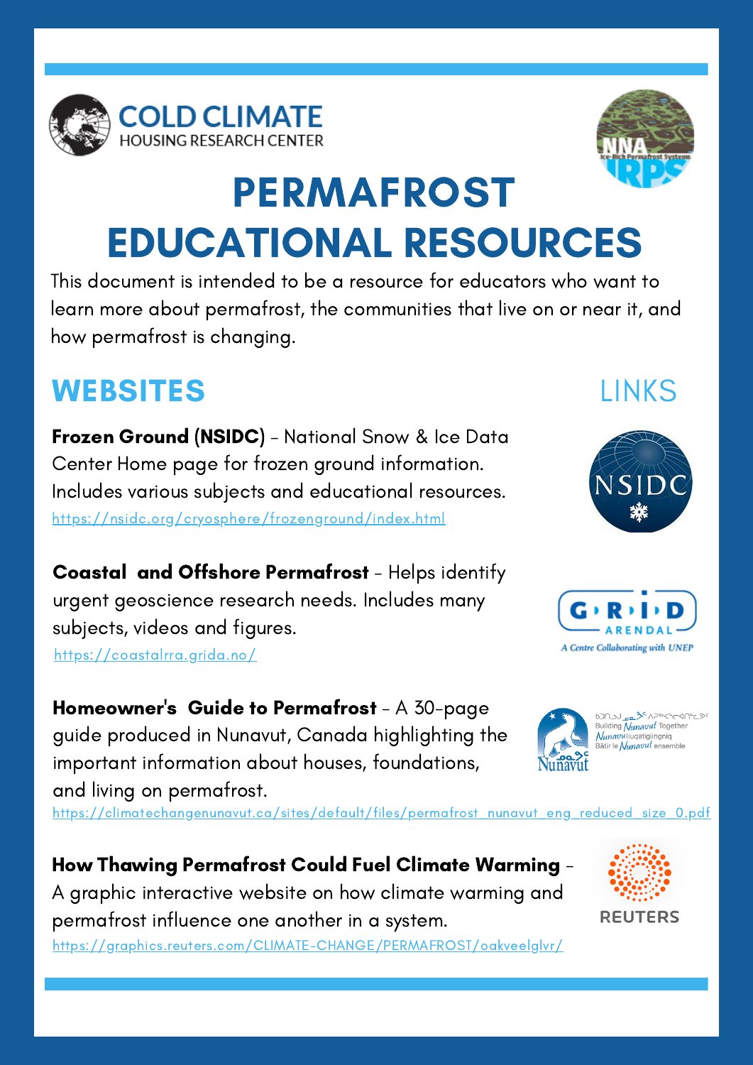# PERMAFROST EDUCATIONAL RESOURCES

This document is intended to be a resource for educators who want to learn more about permafrost, the communities that live on or near it, and how permafrost is changing.

## WEBSITES

LINKS

**Frozen Ground (NSIDC)** - National Snow & Ice Data Center Home page for frozen ground information. Includes various subjects and educational resources.
https://nsidc.org/cryosphere/frozenground/index.html

**Coastal and Offshore Permafrost** - Helps identify urgent geoscience research needs. Includes many subjects, videos and figures.
https://coastalrra.grida.no/

**Homeowner's Guide to Permafrost** - A 30-page guide produced in Nunavut, Canada highlighting the important information about houses, foundations, and living on permafrost.
https://climatechangenunavut.ca/sites/default/files/permafrost_nunavut_eng_reduced_size_0.pdf

**How Thawing Permafrost Could Fuel Climate Warming** - A graphic interactive website on how climate warming and permafrost influence one another in a system.
https://graphics.reuters.com/CLIMATE-CHANGE/PERMAFROST/oakveelglvr/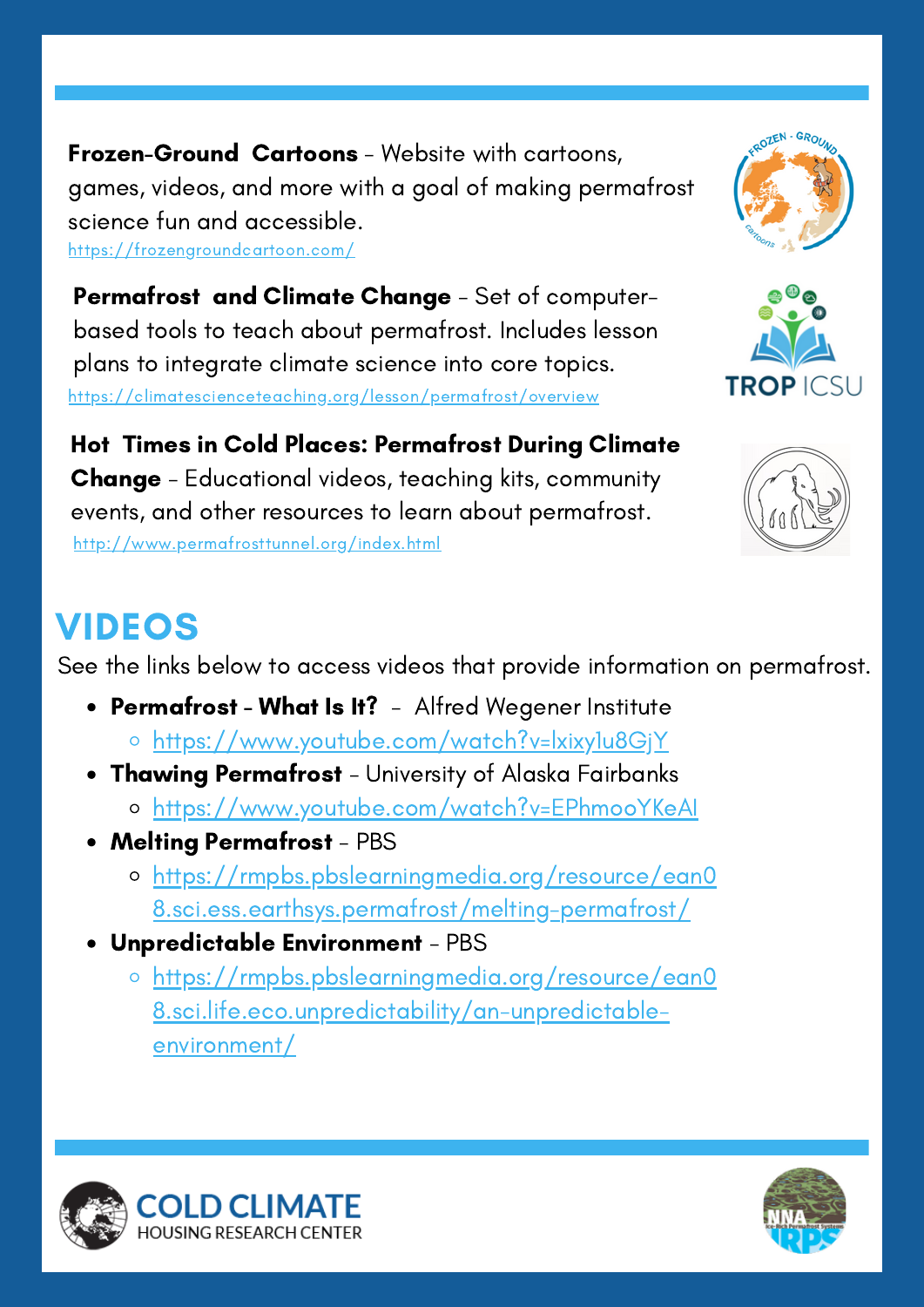**Frozen-Ground Cartoons** - Website with cartoons, games, videos, and more with a goal of making permafrost science fun and accessible.
https://frozengroundcartoon.com/

**Permafrost and Climate Change** - Set of computer-based tools to teach about permafrost. Includes lesson plans to integrate climate science into core topics.
https://climatescienceteaching.org/lesson/permafrost/overview

**Hot Times in Cold Places: Permafrost During Climate Change** - Educational videos, teaching kits, community events, and other resources to learn about permafrost.
http://www.permafrosttunnel.org/index.html

## VIDEOS

See the links below to access videos that provide information on permafrost.

- **Permafrost - What Is It?** - Alfred Wegener Institute
  - https://www.youtube.com/watch?v=lxixy1u8GjY
- **Thawing Permafrost** - University of Alaska Fairbanks
  - https://www.youtube.com/watch?v=EPhmooYKeAI
- **Melting Permafrost** - PBS
  - https://rmpbs.pbslearningmedia.org/resource/ean08.sci.ess.earthsys.permafrost/melting-permafrost/
- **Unpredictable Environment** - PBS
  - https://rmpbs.pbslearningmedia.org/resource/ean08.sci.life.eco.unpredictability/an-unpredictable-environment/

COLD CLIMATE HOUSING RESEARCH CENTER